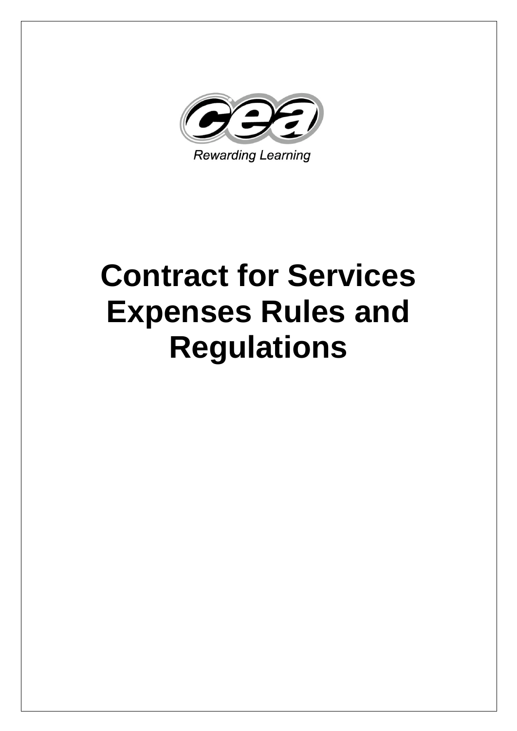Rewarding Learning

# Contract for Services Expenses Rules and Regulations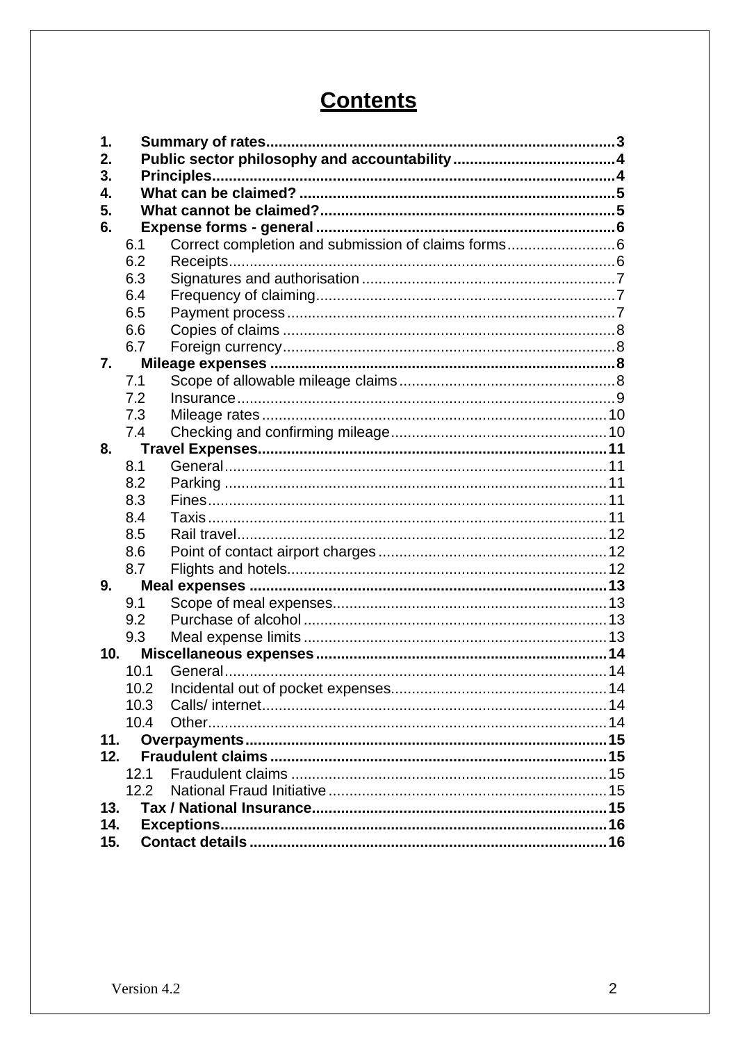# Contents

**1. Summary of rates** ... **3**
**2. Public sector philosophy and accountability** ... **4**
**3. Principles** ... **4**
**4. What can be claimed?** ... **5**
**5. What cannot be claimed?** ... **5**
**6. Expense forms - general** ... **6**

- 6.1 Correct completion and submission of claims forms ... 6
- 6.2 Receipts ... 6
- 6.3 Signatures and authorisation ... 7
- 6.4 Frequency of claiming ... 7
- 6.5 Payment process ... 7
- 6.6 Copies of claims ... 8
- 6.7 Foreign currency ... 8

**7. Mileage expenses** ... **8**

- 7.1 Scope of allowable mileage claims ... 8
- 7.2 Insurance ... 9
- 7.3 Mileage rates ... 10
- 7.4 Checking and confirming mileage ... 10

**8. Travel Expenses** ... **11**

- 8.1 General ... 11
- 8.2 Parking ... 11
- 8.3 Fines ... 11
- 8.4 Taxis ... 11
- 8.5 Rail travel ... 12
- 8.6 Point of contact airport charges ... 12
- 8.7 Flights and hotels ... 12

**9. Meal expenses** ... **13**

- 9.1 Scope of meal expenses ... 13
- 9.2 Purchase of alcohol ... 13
- 9.3 Meal expense limits ... 13

**10. Miscellaneous expenses** ... **14**

- 10.1 General ... 14
- 10.2 Incidental out of pocket expenses ... 14
- 10.3 Calls/ internet ... 14
- 10.4 Other ... 14

**11. Overpayments** ... **15**
**12. Fraudulent claims** ... **15**

- 12.1 Fraudulent claims ... 15
- 12.2 National Fraud Initiative ... 15

**13. Tax / National Insurance** ... **15**
**14. Exceptions** ... **16**
**15. Contact details** ... **16**

Version 4.2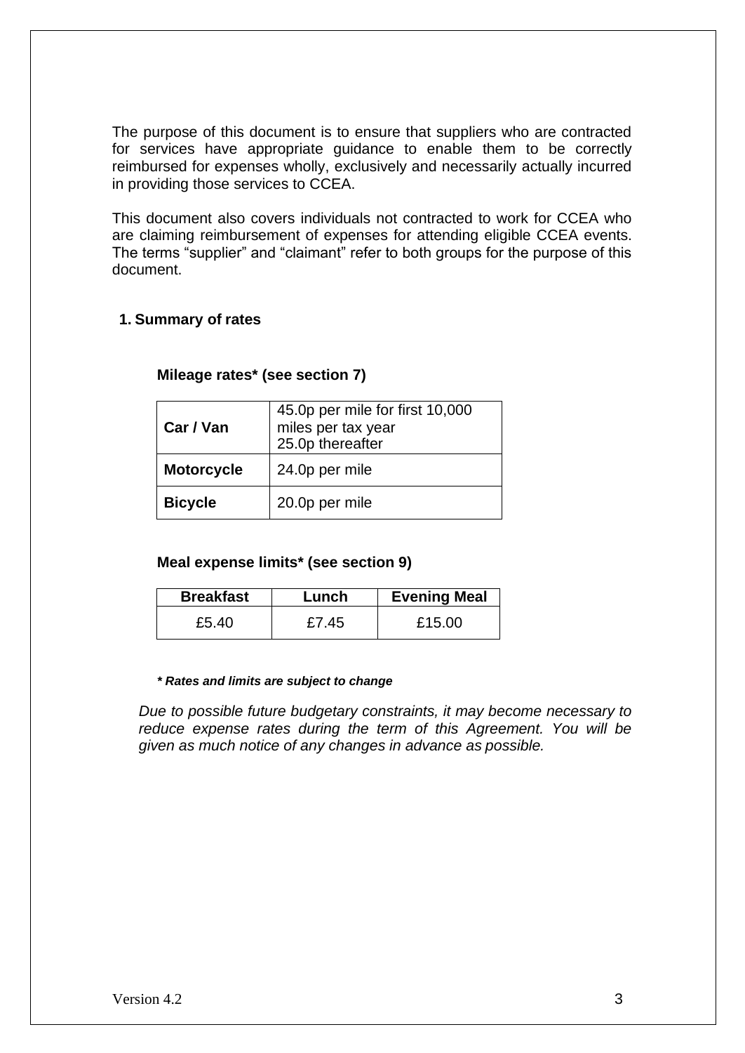The purpose of this document is to ensure that suppliers who are contracted for services have appropriate guidance to enable them to be correctly reimbursed for expenses wholly, exclusively and necessarily actually incurred in providing those services to CCEA.

This document also covers individuals not contracted to work for CCEA who are claiming reimbursement of expenses for attending eligible CCEA events. The terms "supplier" and "claimant" refer to both groups for the purpose of this document.

## 1. Summary of rates

### Mileage rates* (see section 7)

| | |
|---|---|
| **Car / Van** | 45.0p per mile for first 10,000 miles per tax year<br>25.0p thereafter |
| **Motorcycle** | 24.0p per mile |
| **Bicycle** | 20.0p per mile |

### Meal expense limits* (see section 9)

| Breakfast | Lunch | Evening Meal |
|---|---|---|
| £5.40 | £7.45 | £15.00 |

***\* Rates and limits are subject to change***

*Due to possible future budgetary constraints, it may become necessary to reduce expense rates during the term of this Agreement. You will be given as much notice of any changes in advance as possible.*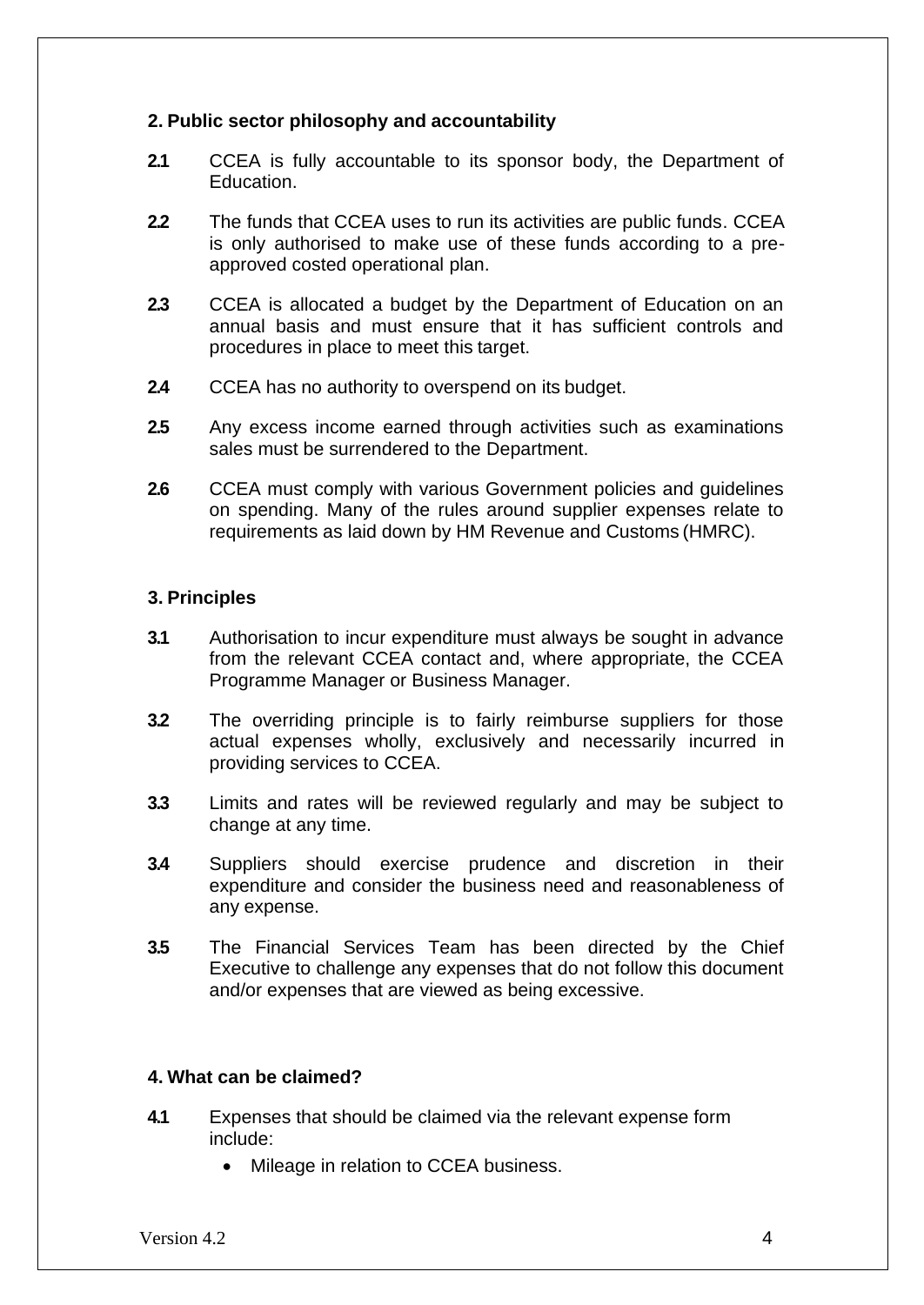## 2. Public sector philosophy and accountability

**2.1** CCEA is fully accountable to its sponsor body, the Department of Education.

**2.2** The funds that CCEA uses to run its activities are public funds. CCEA is only authorised to make use of these funds according to a pre-approved costed operational plan.

**2.3** CCEA is allocated a budget by the Department of Education on an annual basis and must ensure that it has sufficient controls and procedures in place to meet this target.

**2.4** CCEA has no authority to overspend on its budget.

**2.5** Any excess income earned through activities such as examinations sales must be surrendered to the Department.

**2.6** CCEA must comply with various Government policies and guidelines on spending. Many of the rules around supplier expenses relate to requirements as laid down by HM Revenue and Customs (HMRC).

## 3. Principles

**3.1** Authorisation to incur expenditure must always be sought in advance from the relevant CCEA contact and, where appropriate, the CCEA Programme Manager or Business Manager.

**3.2** The overriding principle is to fairly reimburse suppliers for those actual expenses wholly, exclusively and necessarily incurred in providing services to CCEA.

**3.3** Limits and rates will be reviewed regularly and may be subject to change at any time.

**3.4** Suppliers should exercise prudence and discretion in their expenditure and consider the business need and reasonableness of any expense.

**3.5** The Financial Services Team has been directed by the Chief Executive to challenge any expenses that do not follow this document and/or expenses that are viewed as being excessive.

## 4. What can be claimed?

**4.1** Expenses that should be claimed via the relevant expense form include:

- Mileage in relation to CCEA business.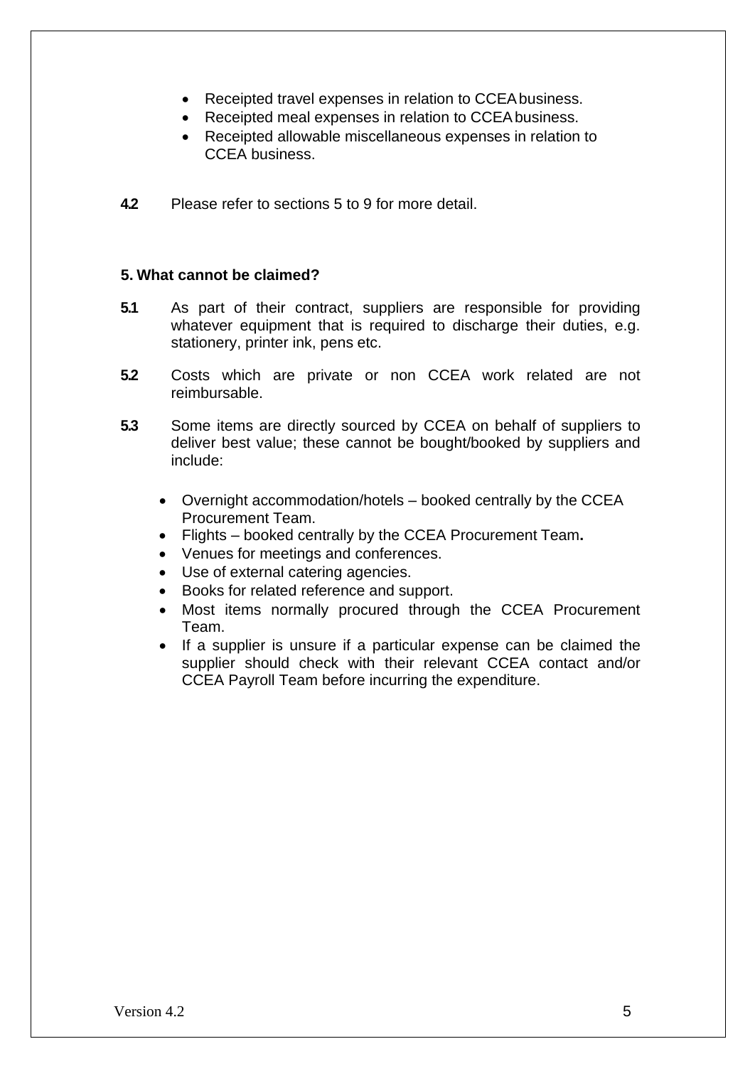- Receipted travel expenses in relation to CCEA business.
- Receipted meal expenses in relation to CCEA business.
- Receipted allowable miscellaneous expenses in relation to CCEA business.

**4.2** Please refer to sections 5 to 9 for more detail.

## 5. What cannot be claimed?

**5.1** As part of their contract, suppliers are responsible for providing whatever equipment that is required to discharge their duties, e.g. stationery, printer ink, pens etc.

**5.2** Costs which are private or non CCEA work related are not reimbursable.

**5.3** Some items are directly sourced by CCEA on behalf of suppliers to deliver best value; these cannot be bought/booked by suppliers and include:

- Overnight accommodation/hotels – booked centrally by the CCEA Procurement Team.
- Flights – booked centrally by the CCEA Procurement Team**.**
- Venues for meetings and conferences.
- Use of external catering agencies.
- Books for related reference and support.
- Most items normally procured through the CCEA Procurement Team.
- If a supplier is unsure if a particular expense can be claimed the supplier should check with their relevant CCEA contact and/or CCEA Payroll Team before incurring the expenditure.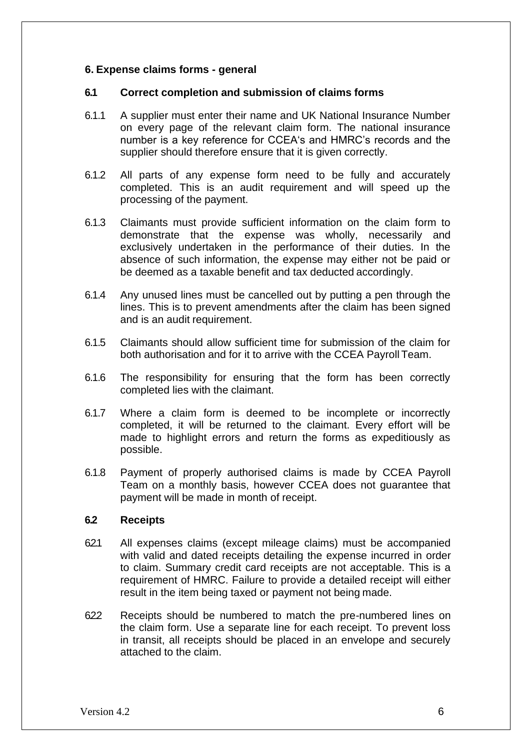## 6. Expense claims forms - general

### 6.1 Correct completion and submission of claims forms

6.1.1 A supplier must enter their name and UK National Insurance Number on every page of the relevant claim form. The national insurance number is a key reference for CCEA's and HMRC's records and the supplier should therefore ensure that it is given correctly.

6.1.2 All parts of any expense form need to be fully and accurately completed. This is an audit requirement and will speed up the processing of the payment.

6.1.3 Claimants must provide sufficient information on the claim form to demonstrate that the expense was wholly, necessarily and exclusively undertaken in the performance of their duties. In the absence of such information, the expense may either not be paid or be deemed as a taxable benefit and tax deducted accordingly.

6.1.4 Any unused lines must be cancelled out by putting a pen through the lines. This is to prevent amendments after the claim has been signed and is an audit requirement.

6.1.5 Claimants should allow sufficient time for submission of the claim for both authorisation and for it to arrive with the CCEA Payroll Team.

6.1.6 The responsibility for ensuring that the form has been correctly completed lies with the claimant.

6.1.7 Where a claim form is deemed to be incomplete or incorrectly completed, it will be returned to the claimant. Every effort will be made to highlight errors and return the forms as expeditiously as possible.

6.1.8 Payment of properly authorised claims is made by CCEA Payroll Team on a monthly basis, however CCEA does not guarantee that payment will be made in month of receipt.

### 6.2 Receipts

6.2.1 All expenses claims (except mileage claims) must be accompanied with valid and dated receipts detailing the expense incurred in order to claim. Summary credit card receipts are not acceptable. This is a requirement of HMRC. Failure to provide a detailed receipt will either result in the item being taxed or payment not being made.

6.2.2 Receipts should be numbered to match the pre-numbered lines on the claim form. Use a separate line for each receipt. To prevent loss in transit, all receipts should be placed in an envelope and securely attached to the claim.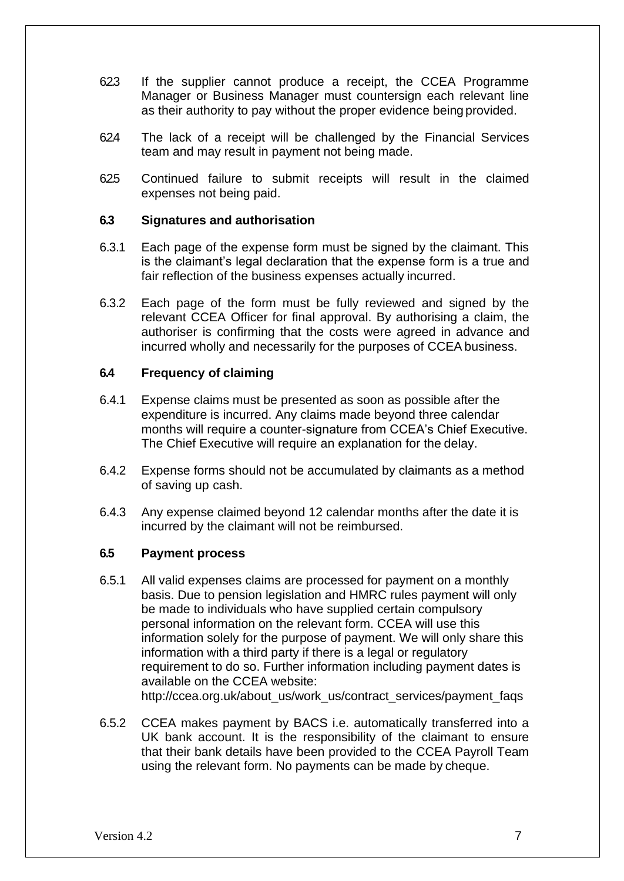6.2.3 If the supplier cannot produce a receipt, the CCEA Programme Manager or Business Manager must countersign each relevant line as their authority to pay without the proper evidence being provided.

6.2.4 The lack of a receipt will be challenged by the Financial Services team and may result in payment not being made.

6.2.5 Continued failure to submit receipts will result in the claimed expenses not being paid.

### 6.3 Signatures and authorisation

6.3.1 Each page of the expense form must be signed by the claimant. This is the claimant's legal declaration that the expense form is a true and fair reflection of the business expenses actually incurred.

6.3.2 Each page of the form must be fully reviewed and signed by the relevant CCEA Officer for final approval. By authorising a claim, the authoriser is confirming that the costs were agreed in advance and incurred wholly and necessarily for the purposes of CCEA business.

### 6.4 Frequency of claiming

6.4.1 Expense claims must be presented as soon as possible after the expenditure is incurred. Any claims made beyond three calendar months will require a counter-signature from CCEA's Chief Executive. The Chief Executive will require an explanation for the delay.

6.4.2 Expense forms should not be accumulated by claimants as a method of saving up cash.

6.4.3 Any expense claimed beyond 12 calendar months after the date it is incurred by the claimant will not be reimbursed.

### 6.5 Payment process

6.5.1 All valid expenses claims are processed for payment on a monthly basis. Due to pension legislation and HMRC rules payment will only be made to individuals who have supplied certain compulsory personal information on the relevant form. CCEA will use this information solely for the purpose of payment. We will only share this information with a third party if there is a legal or regulatory requirement to do so. Further information including payment dates is available on the CCEA website: http://ccea.org.uk/about_us/work_us/contract_services/payment_faqs

6.5.2 CCEA makes payment by BACS i.e. automatically transferred into a UK bank account. It is the responsibility of the claimant to ensure that their bank details have been provided to the CCEA Payroll Team using the relevant form. No payments can be made by cheque.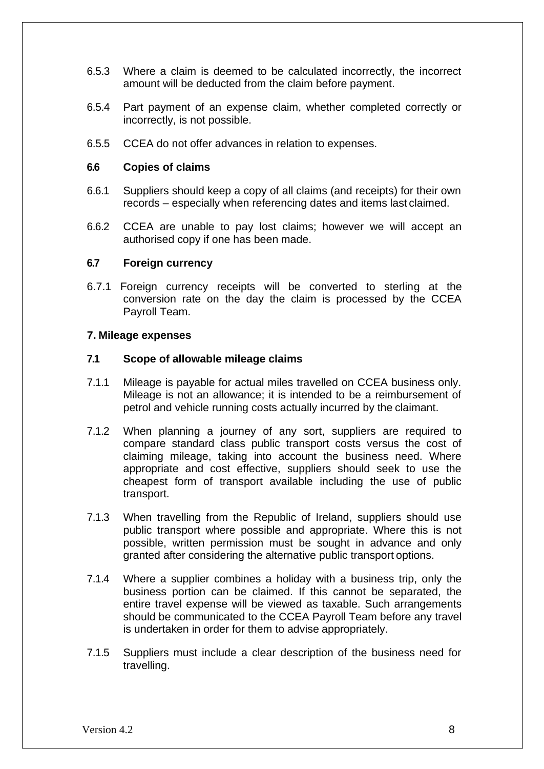6.5.3 Where a claim is deemed to be calculated incorrectly, the incorrect amount will be deducted from the claim before payment.

6.5.4 Part payment of an expense claim, whether completed correctly or incorrectly, is not possible.

6.5.5 CCEA do not offer advances in relation to expenses.

### 6.6 Copies of claims

6.6.1 Suppliers should keep a copy of all claims (and receipts) for their own records – especially when referencing dates and items last claimed.

6.6.2 CCEA are unable to pay lost claims; however we will accept an authorised copy if one has been made.

### 6.7 Foreign currency

6.7.1 Foreign currency receipts will be converted to sterling at the conversion rate on the day the claim is processed by the CCEA Payroll Team.

## 7. Mileage expenses

### 7.1 Scope of allowable mileage claims

7.1.1 Mileage is payable for actual miles travelled on CCEA business only. Mileage is not an allowance; it is intended to be a reimbursement of petrol and vehicle running costs actually incurred by the claimant.

7.1.2 When planning a journey of any sort, suppliers are required to compare standard class public transport costs versus the cost of claiming mileage, taking into account the business need. Where appropriate and cost effective, suppliers should seek to use the cheapest form of transport available including the use of public transport.

7.1.3 When travelling from the Republic of Ireland, suppliers should use public transport where possible and appropriate. Where this is not possible, written permission must be sought in advance and only granted after considering the alternative public transport options.

7.1.4 Where a supplier combines a holiday with a business trip, only the business portion can be claimed. If this cannot be separated, the entire travel expense will be viewed as taxable. Such arrangements should be communicated to the CCEA Payroll Team before any travel is undertaken in order for them to advise appropriately.

7.1.5 Suppliers must include a clear description of the business need for travelling.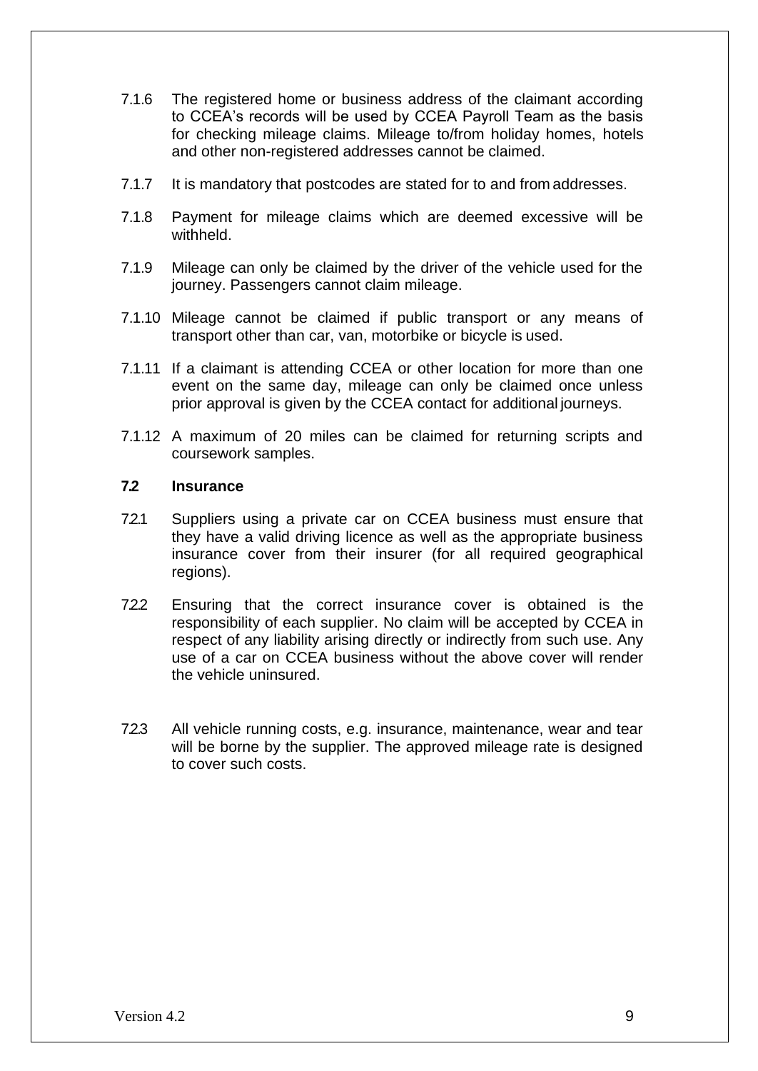7.1.6 The registered home or business address of the claimant according to CCEA's records will be used by CCEA Payroll Team as the basis for checking mileage claims. Mileage to/from holiday homes, hotels and other non-registered addresses cannot be claimed.

7.1.7 It is mandatory that postcodes are stated for to and from addresses.

7.1.8 Payment for mileage claims which are deemed excessive will be withheld.

7.1.9 Mileage can only be claimed by the driver of the vehicle used for the journey. Passengers cannot claim mileage.

7.1.10 Mileage cannot be claimed if public transport or any means of transport other than car, van, motorbike or bicycle is used.

7.1.11 If a claimant is attending CCEA or other location for more than one event on the same day, mileage can only be claimed once unless prior approval is given by the CCEA contact for additional journeys.

7.1.12 A maximum of 20 miles can be claimed for returning scripts and coursework samples.

### 7.2 Insurance

7.2.1 Suppliers using a private car on CCEA business must ensure that they have a valid driving licence as well as the appropriate business insurance cover from their insurer (for all required geographical regions).

7.2.2 Ensuring that the correct insurance cover is obtained is the responsibility of each supplier. No claim will be accepted by CCEA in respect of any liability arising directly or indirectly from such use. Any use of a car on CCEA business without the above cover will render the vehicle uninsured.

7.2.3 All vehicle running costs, e.g. insurance, maintenance, wear and tear will be borne by the supplier. The approved mileage rate is designed to cover such costs.

Version 4.2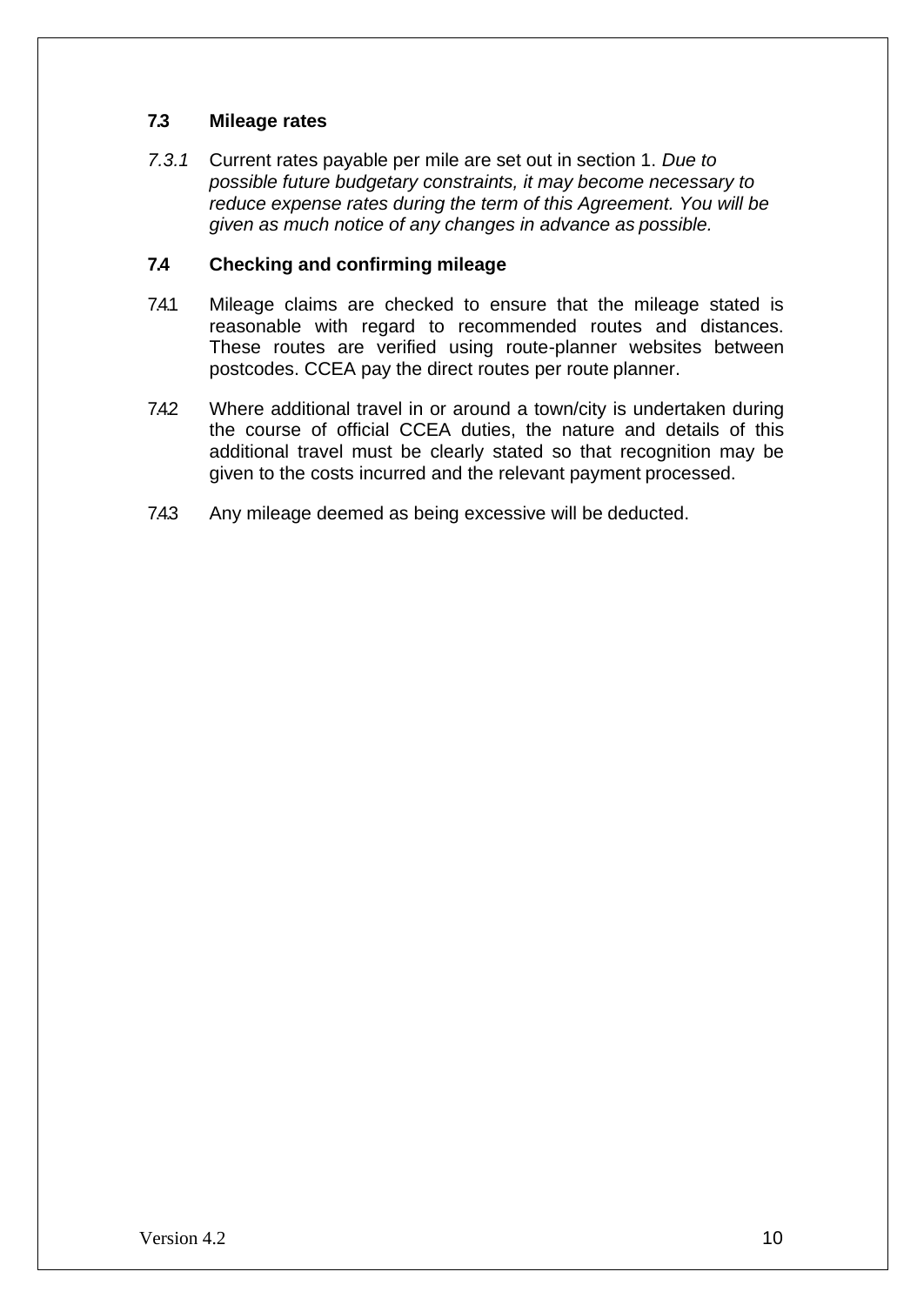### 7.3 Mileage rates

*7.3.1* Current rates payable per mile are set out in section 1. *Due to possible future budgetary constraints, it may become necessary to reduce expense rates during the term of this Agreement. You will be given as much notice of any changes in advance as possible.*

### 7.4 Checking and confirming mileage

7.4.1 Mileage claims are checked to ensure that the mileage stated is reasonable with regard to recommended routes and distances. These routes are verified using route-planner websites between postcodes. CCEA pay the direct routes per route planner.

7.4.2 Where additional travel in or around a town/city is undertaken during the course of official CCEA duties, the nature and details of this additional travel must be clearly stated so that recognition may be given to the costs incurred and the relevant payment processed.

7.4.3 Any mileage deemed as being excessive will be deducted.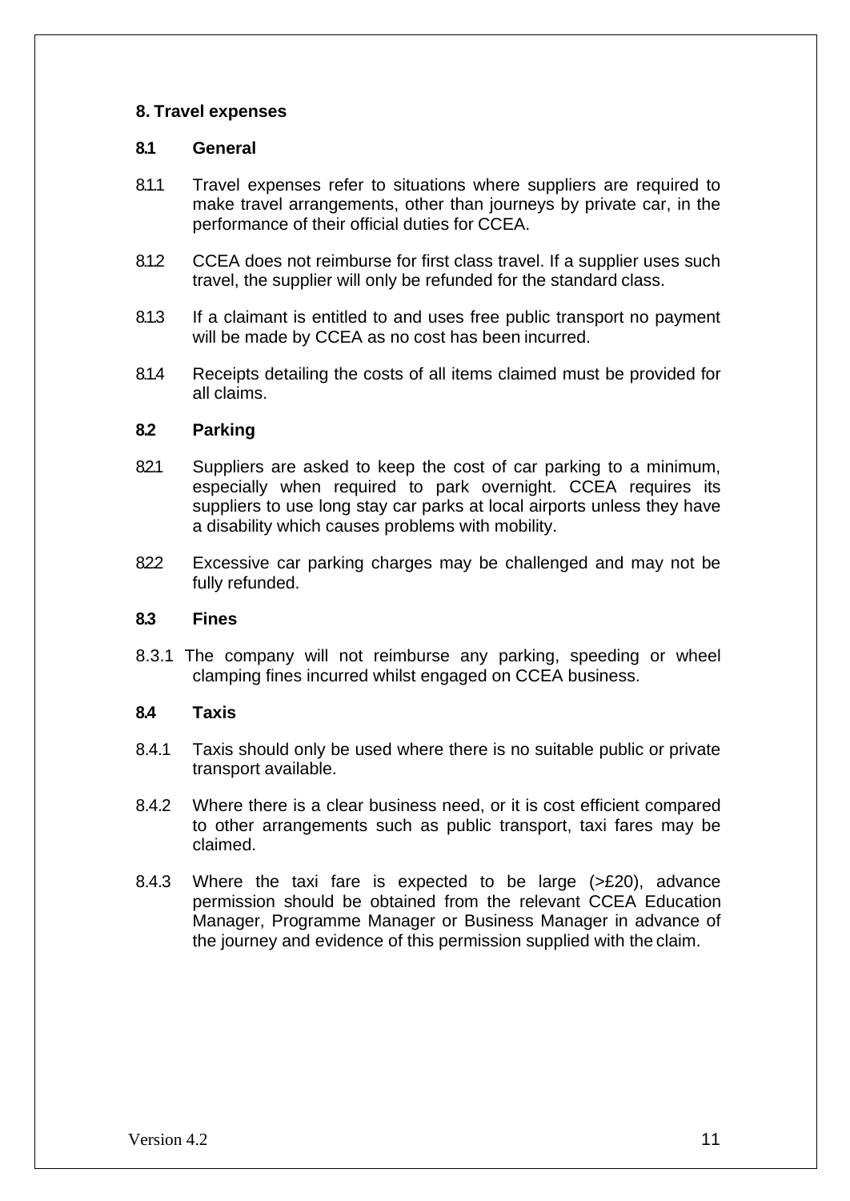## 8. Travel expenses

### 8.1 General

8.1.1 Travel expenses refer to situations where suppliers are required to make travel arrangements, other than journeys by private car, in the performance of their official duties for CCEA.

8.1.2 CCEA does not reimburse for first class travel. If a supplier uses such travel, the supplier will only be refunded for the standard class.

8.1.3 If a claimant is entitled to and uses free public transport no payment will be made by CCEA as no cost has been incurred.

8.1.4 Receipts detailing the costs of all items claimed must be provided for all claims.

### 8.2 Parking

8.2.1 Suppliers are asked to keep the cost of car parking to a minimum, especially when required to park overnight. CCEA requires its suppliers to use long stay car parks at local airports unless they have a disability which causes problems with mobility.

8.2.2 Excessive car parking charges may be challenged and may not be fully refunded.

### 8.3 Fines

8.3.1 The company will not reimburse any parking, speeding or wheel clamping fines incurred whilst engaged on CCEA business.

### 8.4 Taxis

8.4.1 Taxis should only be used where there is no suitable public or private transport available.

8.4.2 Where there is a clear business need, or it is cost efficient compared to other arrangements such as public transport, taxi fares may be claimed.

8.4.3 Where the taxi fare is expected to be large (>£20), advance permission should be obtained from the relevant CCEA Education Manager, Programme Manager or Business Manager in advance of the journey and evidence of this permission supplied with the claim.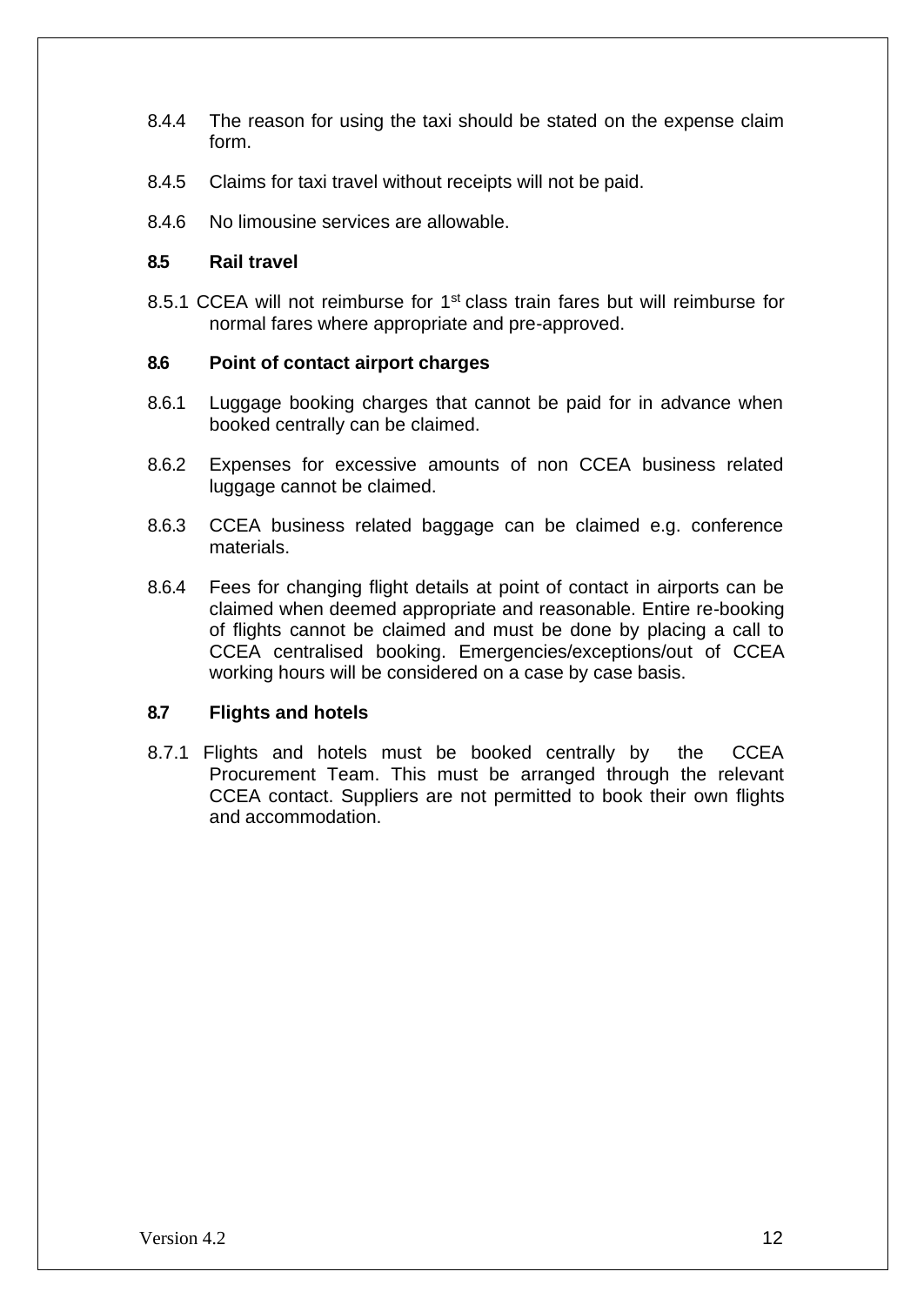8.4.4 The reason for using the taxi should be stated on the expense claim form.

8.4.5 Claims for taxi travel without receipts will not be paid.

8.4.6 No limousine services are allowable.

### 8.5 Rail travel

8.5.1 CCEA will not reimburse for 1st class train fares but will reimburse for normal fares where appropriate and pre-approved.

### 8.6 Point of contact airport charges

8.6.1 Luggage booking charges that cannot be paid for in advance when booked centrally can be claimed.

8.6.2 Expenses for excessive amounts of non CCEA business related luggage cannot be claimed.

8.6.3 CCEA business related baggage can be claimed e.g. conference materials.

8.6.4 Fees for changing flight details at point of contact in airports can be claimed when deemed appropriate and reasonable. Entire re-booking of flights cannot be claimed and must be done by placing a call to CCEA centralised booking. Emergencies/exceptions/out of CCEA working hours will be considered on a case by case basis.

### 8.7 Flights and hotels

8.7.1 Flights and hotels must be booked centrally by the CCEA Procurement Team. This must be arranged through the relevant CCEA contact. Suppliers are not permitted to book their own flights and accommodation.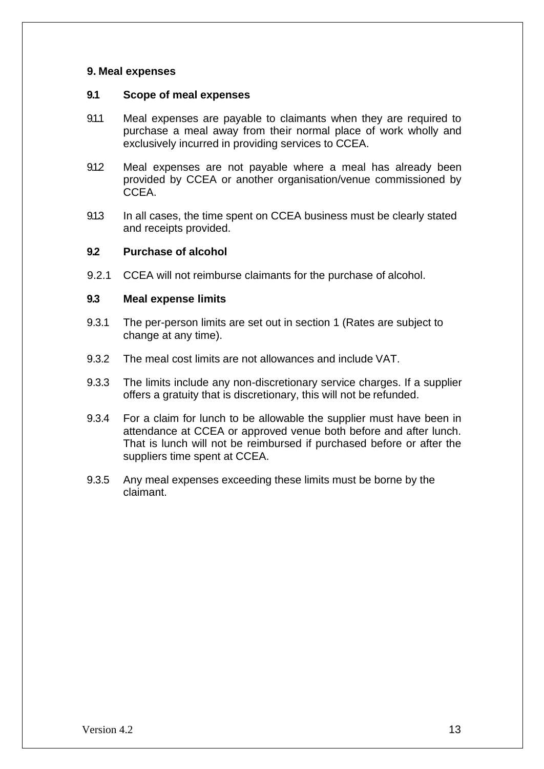## 9. Meal expenses

### 9.1 Scope of meal expenses

9.1.1 Meal expenses are payable to claimants when they are required to purchase a meal away from their normal place of work wholly and exclusively incurred in providing services to CCEA.

9.1.2 Meal expenses are not payable where a meal has already been provided by CCEA or another organisation/venue commissioned by CCEA.

9.1.3 In all cases, the time spent on CCEA business must be clearly stated and receipts provided.

### 9.2 Purchase of alcohol

9.2.1 CCEA will not reimburse claimants for the purchase of alcohol.

### 9.3 Meal expense limits

9.3.1 The per-person limits are set out in section 1 (Rates are subject to change at any time).

9.3.2 The meal cost limits are not allowances and include VAT.

9.3.3 The limits include any non-discretionary service charges. If a supplier offers a gratuity that is discretionary, this will not be refunded.

9.3.4 For a claim for lunch to be allowable the supplier must have been in attendance at CCEA or approved venue both before and after lunch. That is lunch will not be reimbursed if purchased before or after the suppliers time spent at CCEA.

9.3.5 Any meal expenses exceeding these limits must be borne by the claimant.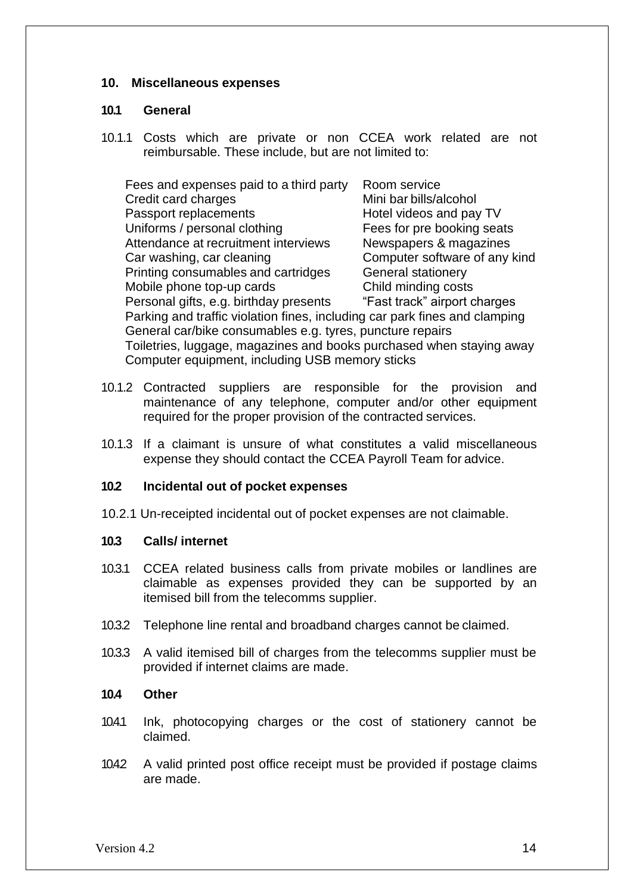## 10. Miscellaneous expenses

### 10.1 General

10.1.1 Costs which are private or non CCEA work related are not reimbursable. These include, but are not limited to:

- Fees and expenses paid to a third party
- Room service
- Credit card charges
- Mini bar bills/alcohol
- Passport replacements
- Hotel videos and pay TV
- Uniforms / personal clothing
- Fees for pre booking seats
- Attendance at recruitment interviews
- Newspapers & magazines
- Car washing, car cleaning
- Computer software of any kind
- Printing consumables and cartridges
- General stationery
- Mobile phone top-up cards
- Child minding costs
- Personal gifts, e.g. birthday presents
- "Fast track" airport charges
- Parking and traffic violation fines, including car park fines and clamping
- General car/bike consumables e.g. tyres, puncture repairs
- Toiletries, luggage, magazines and books purchased when staying away
- Computer equipment, including USB memory sticks

10.1.2 Contracted suppliers are responsible for the provision and maintenance of any telephone, computer and/or other equipment required for the proper provision of the contracted services.

10.1.3 If a claimant is unsure of what constitutes a valid miscellaneous expense they should contact the CCEA Payroll Team for advice.

### 10.2 Incidental out of pocket expenses

10.2.1 Un-receipted incidental out of pocket expenses are not claimable.

### 10.3 Calls/ internet

10.3.1 CCEA related business calls from private mobiles or landlines are claimable as expenses provided they can be supported by an itemised bill from the telecomms supplier.

10.3.2 Telephone line rental and broadband charges cannot be claimed.

10.3.3 A valid itemised bill of charges from the telecomms supplier must be provided if internet claims are made.

### 10.4 Other

10.4.1 Ink, photocopying charges or the cost of stationery cannot be claimed.

10.4.2 A valid printed post office receipt must be provided if postage claims are made.

Version 4.2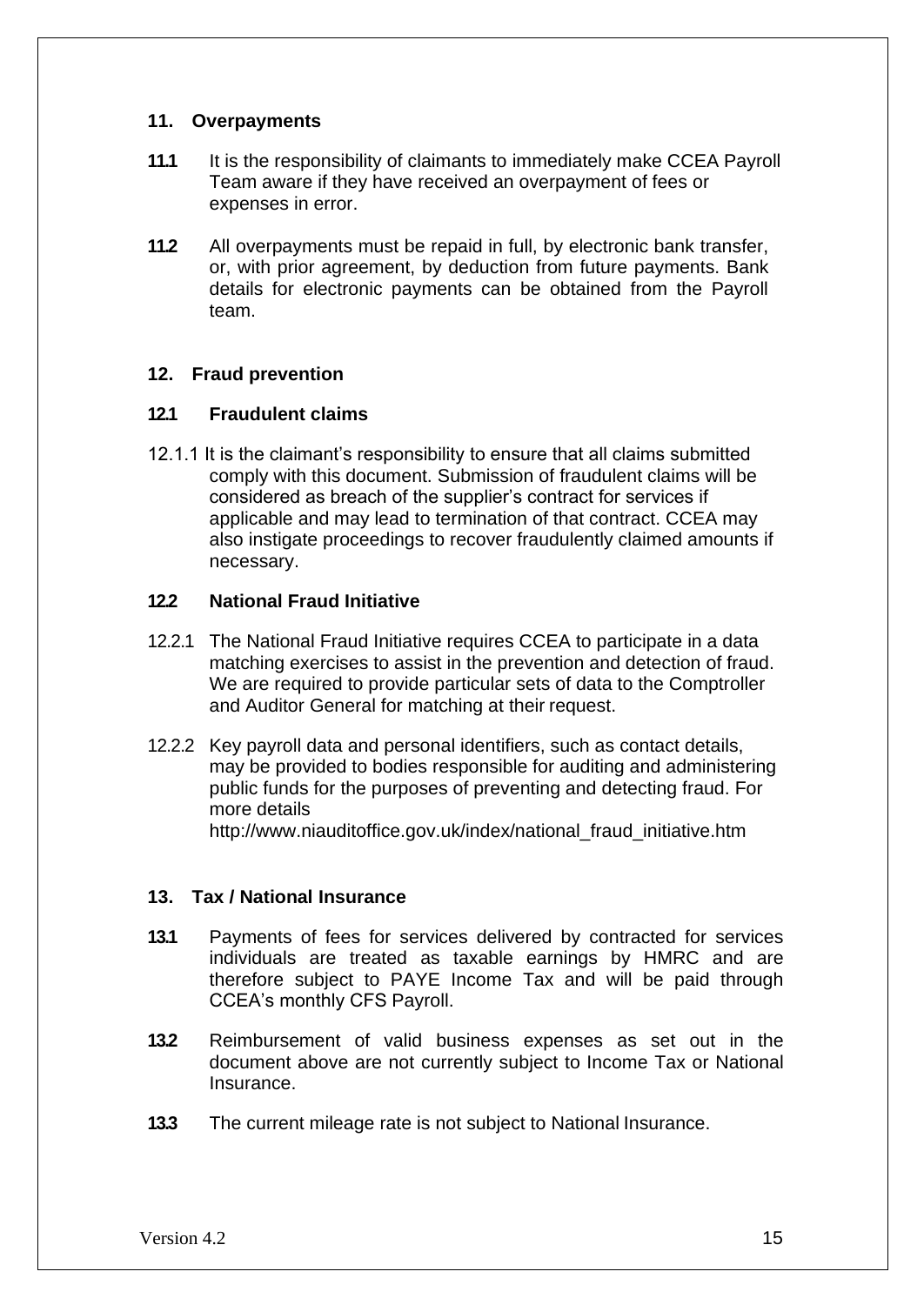## 11. Overpayments

**11.1** It is the responsibility of claimants to immediately make CCEA Payroll Team aware if they have received an overpayment of fees or expenses in error.

**11.2** All overpayments must be repaid in full, by electronic bank transfer, or, with prior agreement, by deduction from future payments. Bank details for electronic payments can be obtained from the Payroll team.

## 12. Fraud prevention

### 12.1 Fraudulent claims

12.1.1 It is the claimant's responsibility to ensure that all claims submitted comply with this document. Submission of fraudulent claims will be considered as breach of the supplier's contract for services if applicable and may lead to termination of that contract. CCEA may also instigate proceedings to recover fraudulently claimed amounts if necessary.

### 12.2 National Fraud Initiative

12.2.1 The National Fraud Initiative requires CCEA to participate in a data matching exercises to assist in the prevention and detection of fraud. We are required to provide particular sets of data to the Comptroller and Auditor General for matching at their request.

12.2.2 Key payroll data and personal identifiers, such as contact details, may be provided to bodies responsible for auditing and administering public funds for the purposes of preventing and detecting fraud. For more details http://www.niauditoffice.gov.uk/index/national_fraud_initiative.htm

## 13. Tax / National Insurance

**13.1** Payments of fees for services delivered by contracted for services individuals are treated as taxable earnings by HMRC and are therefore subject to PAYE Income Tax and will be paid through CCEA's monthly CFS Payroll.

**13.2** Reimbursement of valid business expenses as set out in the document above are not currently subject to Income Tax or National Insurance.

**13.3** The current mileage rate is not subject to National Insurance.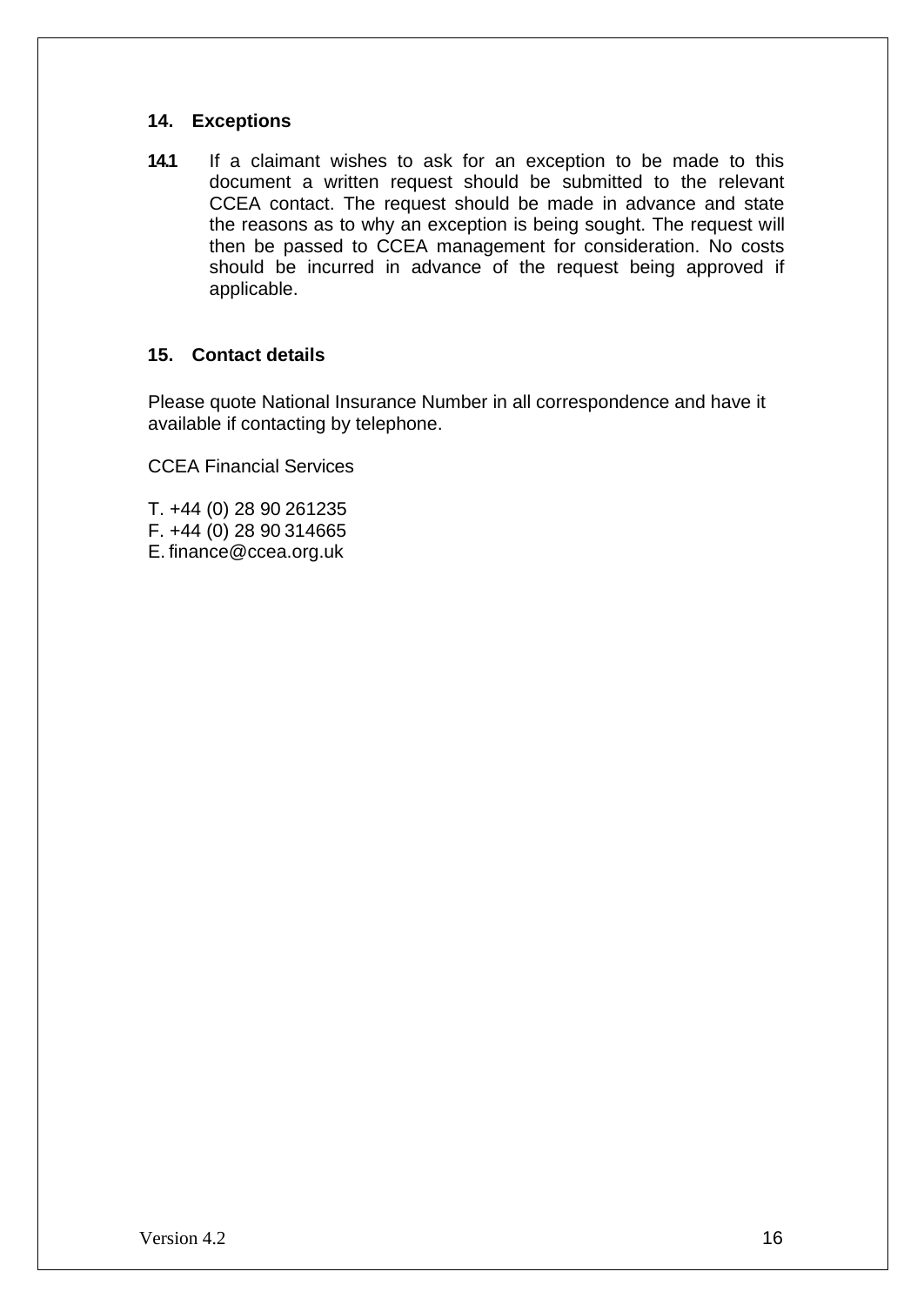## 14. Exceptions

**14.1** If a claimant wishes to ask for an exception to be made to this document a written request should be submitted to the relevant CCEA contact. The request should be made in advance and state the reasons as to why an exception is being sought. The request will then be passed to CCEA management for consideration. No costs should be incurred in advance of the request being approved if applicable.

## 15. Contact details

Please quote National Insurance Number in all correspondence and have it available if contacting by telephone.

CCEA Financial Services

T. +44 (0) 28 90 261235
F. +44 (0) 28 90 314665
E. finance@ccea.org.uk

Version 4.2